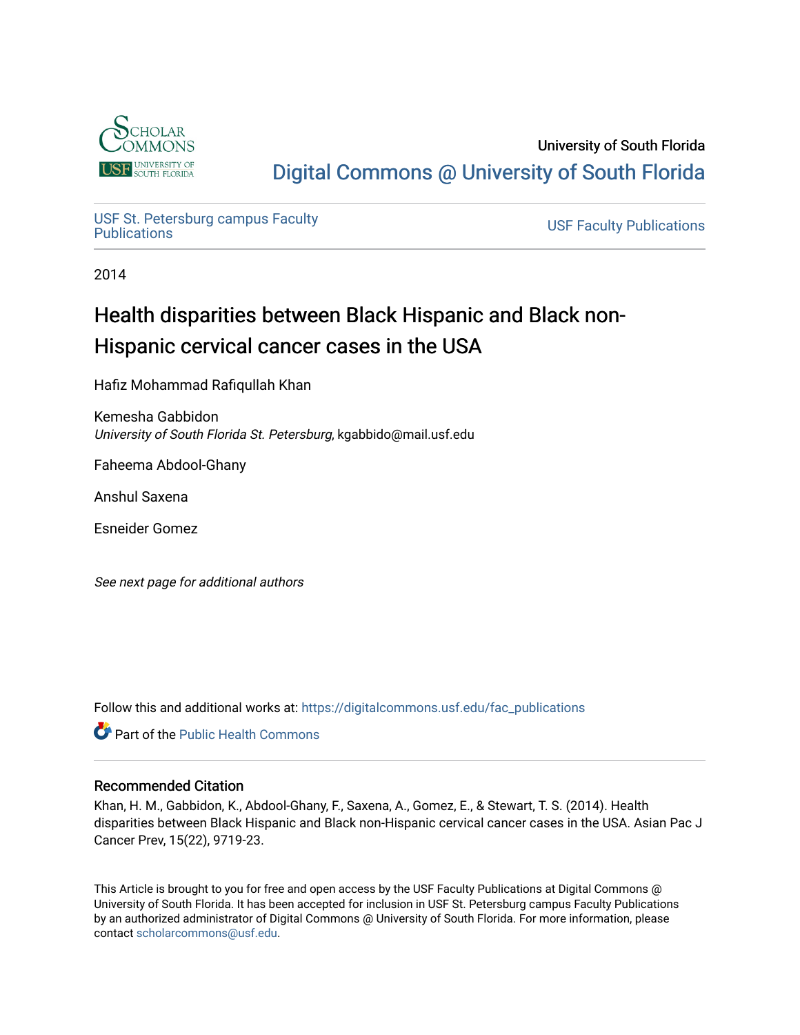University of South Florida

Digital Commons @ University of South Florida

USF St. Petersburg campus Faculty Publications

USF Faculty Publications

2014

# Health disparities between Black Hispanic and Black non-Hispanic cervical cancer cases in the USA

Hafiz Mohammad Rafiqullah Khan

Kemesha Gabbidon
*University of South Florida St. Petersburg*, kgabbido@mail.usf.edu

Faheema Abdool-Ghany

Anshul Saxena

Esneider Gomez

*See next page for additional authors*

Follow this and additional works at: https://digitalcommons.usf.edu/fac_publications

Part of the Public Health Commons

## Recommended Citation

Khan, H. M., Gabbidon, K., Abdool-Ghany, F., Saxena, A., Gomez, E., & Stewart, T. S. (2014). Health disparities between Black Hispanic and Black non-Hispanic cervical cancer cases in the USA. Asian Pac J Cancer Prev, 15(22), 9719-23.

This Article is brought to you for free and open access by the USF Faculty Publications at Digital Commons @ University of South Florida. It has been accepted for inclusion in USF St. Petersburg campus Faculty Publications by an authorized administrator of Digital Commons @ University of South Florida. For more information, please contact scholarcommons@usf.edu.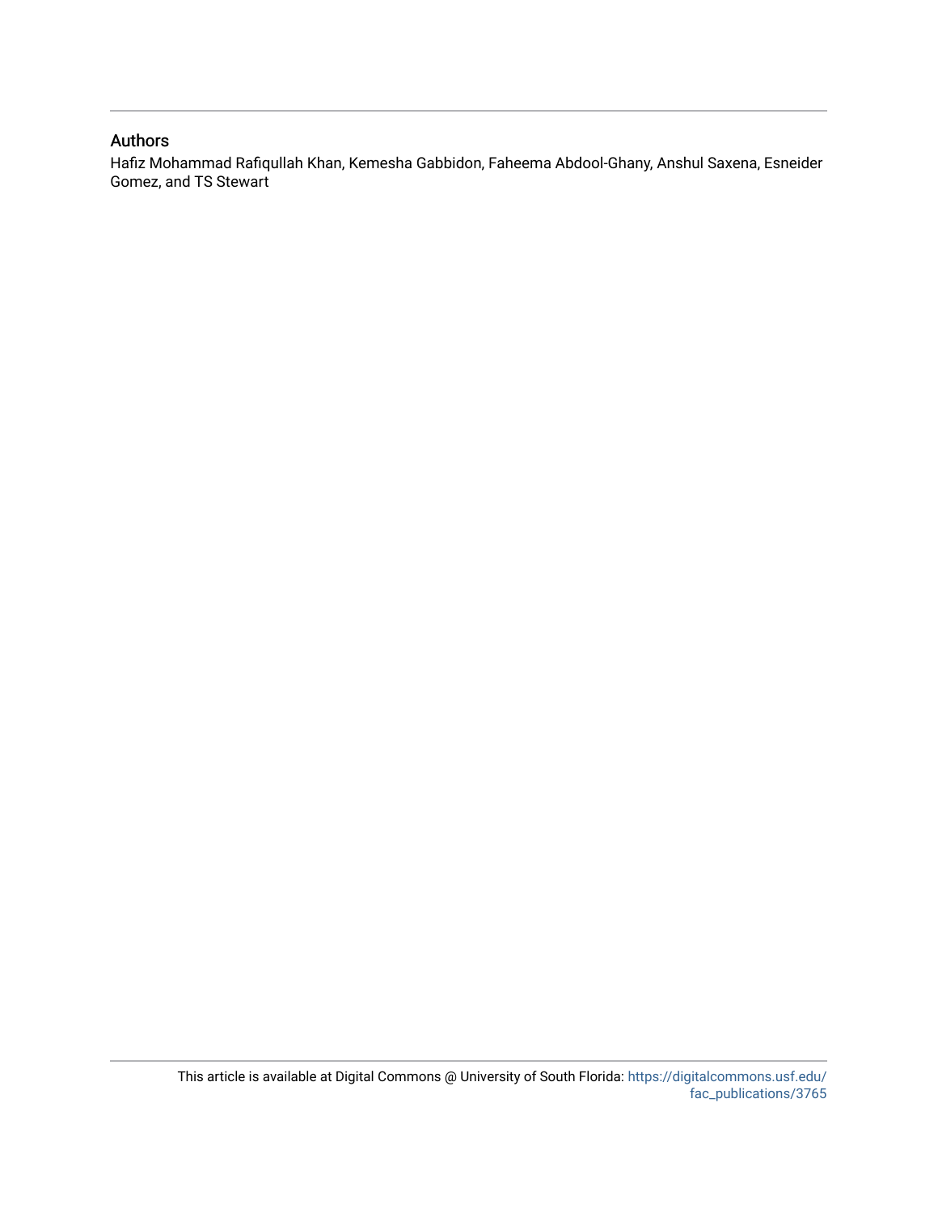## Authors

Hafiz Mohammad Rafiqullah Khan, Kemesha Gabbidon, Faheema Abdool-Ghany, Anshul Saxena, Esneider Gomez, and TS Stewart

This article is available at Digital Commons @ University of South Florida: https://digitalcommons.usf.edu/fac_publications/3765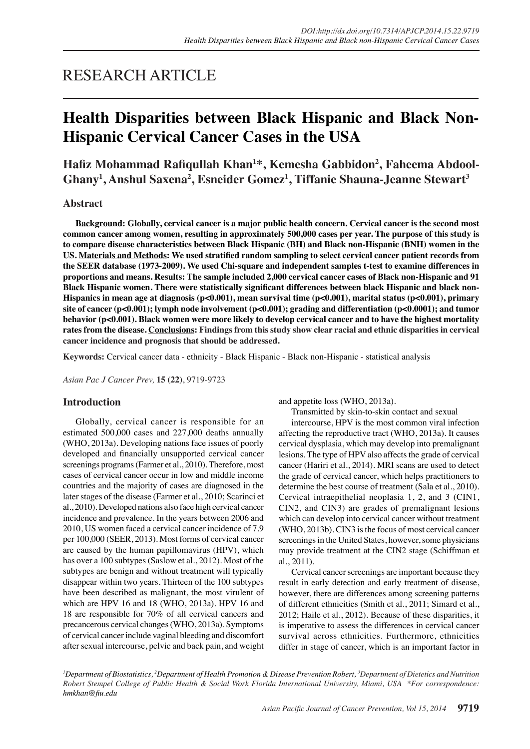# RESEARCH ARTICLE

# Health Disparities between Black Hispanic and Black Non-Hispanic Cervical Cancer Cases in the USA

**Hafiz Mohammad Rafiqullah Khan[1]*, Kemesha Gabbidon[2], Faheema Abdool-Ghany[1], Anshul Saxena[2], Esneider Gomez[1], Tiffanie Shauna-Jeanne Stewart[3]**

## Abstract

**Background: Globally, cervical cancer is a major public health concern. Cervical cancer is the second most common cancer among women, resulting in approximately 500,000 cases per year. The purpose of this study is to compare disease characteristics between Black Hispanic (BH) and Black non-Hispanic (BNH) women in the US. Materials and Methods: We used stratified random sampling to select cervical cancer patient records from the SEER database (1973-2009). We used Chi-square and independent samples t-test to examine differences in proportions and means. Results: The sample included 2,000 cervical cancer cases of Black non-Hispanic and 91 Black Hispanic women. There were statistically significant differences between black Hispanic and black non-Hispanics in mean age at diagnosis ($p<0.001$), mean survival time ($p<0.001$), marital status ($p<0.001$), primary site of cancer ($p<0.001$); lymph node involvement ($p<0.001$); grading and differentiation ($p<0.0001$); and tumor behavior ($p<0.001$). Black women were more likely to develop cervical cancer and to have the highest mortality rates from the disease. Conclusions: Findings from this study show clear racial and ethnic disparities in cervical cancer incidence and prognosis that should be addressed.**

**Keywords:** Cervical cancer data - ethnicity - Black Hispanic - Black non-Hispanic - statistical analysis

*Asian Pac J Cancer Prev,* **15 (22)**, 9719-9723

## Introduction

Globally, cervical cancer is responsible for an estimated 500,000 cases and 227,000 deaths annually (WHO, 2013a). Developing nations face issues of poorly developed and financially unsupported cervical cancer screenings programs (Farmer et al., 2010). Therefore, most cases of cervical cancer occur in low and middle income countries and the majority of cases are diagnosed in the later stages of the disease (Farmer et al., 2010; Scarinci et al., 2010). Developed nations also face high cervical cancer incidence and prevalence. In the years between 2006 and 2010, US women faced a cervical cancer incidence of 7.9 per 100,000 (SEER, 2013). Most forms of cervical cancer are caused by the human papillomavirus (HPV), which has over a 100 subtypes (Saslow et al., 2012). Most of the subtypes are benign and without treatment will typically disappear within two years. Thirteen of the 100 subtypes have been described as malignant, the most virulent of which are HPV 16 and 18 (WHO, 2013a). HPV 16 and 18 are responsible for 70% of all cervical cancers and precancerous cervical changes (WHO, 2013a). Symptoms of cervical cancer include vaginal bleeding and discomfort after sexual intercourse, pelvic and back pain, and weight and appetite loss (WHO, 2013a).

Transmitted by skin-to-skin contact and sexual intercourse, HPV is the most common viral infection affecting the reproductive tract (WHO, 2013a). It causes cervical dysplasia, which may develop into premalignant lesions. The type of HPV also affects the grade of cervical cancer (Hariri et al., 2014). MRI scans are used to detect the grade of cervical cancer, which helps practitioners to determine the best course of treatment (Sala et al., 2010). Cervical intraepithelial neoplasia 1, 2, and 3 (CIN1, CIN2, and CIN3) are grades of premalignant lesions which can develop into cervical cancer without treatment (WHO, 2013b). CIN3 is the focus of most cervical cancer screenings in the United States, however, some physicians may provide treatment at the CIN2 stage (Schiffman et al., 2011).

Cervical cancer screenings are important because they result in early detection and early treatment of disease, however, there are differences among screening patterns of different ethnicities (Smith et al., 2011; Simard et al., 2012; Haile et al., 2012). Because of these disparities, it is imperative to assess the differences in cervical cancer survival across ethnicities. Furthermore, ethnicities differ in stage of cancer, which is an important factor in

*[1]Department of Biostatistics, [2]Department of Health Promotion & Disease Prevention Robert, [3]Department of Dietetics and Nutrition Robert Stempel College of Public Health & Social Work Florida International University, Miami, USA \*For correspondence: hmkhan@fiu.edu*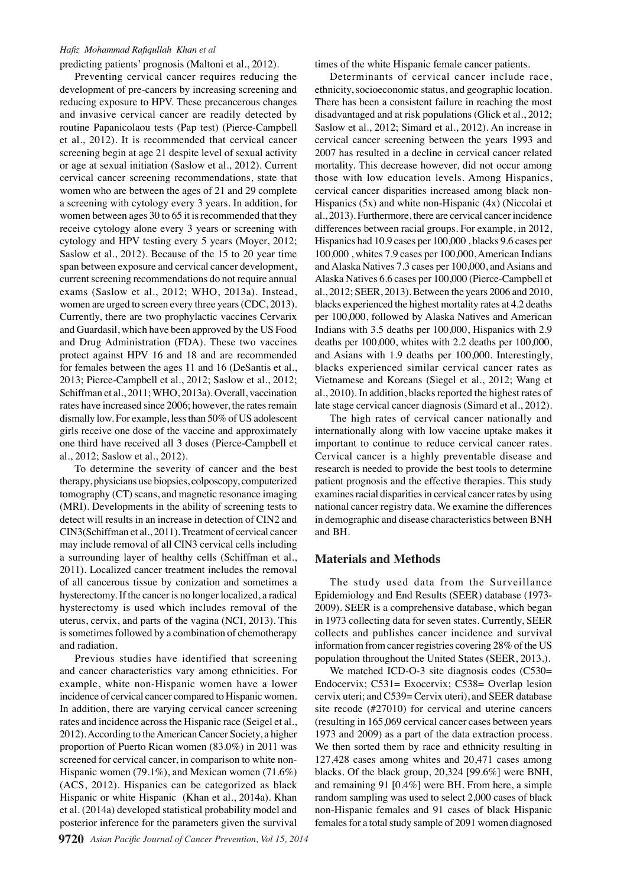predicting patients' prognosis (Maltoni et al., 2012).

Preventing cervical cancer requires reducing the development of pre-cancers by increasing screening and reducing exposure to HPV. These precancerous changes and invasive cervical cancer are readily detected by routine Papanicolaou tests (Pap test) (Pierce-Campbell et al., 2012). It is recommended that cervical cancer screening begin at age 21 despite level of sexual activity or age at sexual initiation (Saslow et al., 2012). Current cervical cancer screening recommendations, state that women who are between the ages of 21 and 29 complete a screening with cytology every 3 years. In addition, for women between ages 30 to 65 it is recommended that they receive cytology alone every 3 years or screening with cytology and HPV testing every 5 years (Moyer, 2012; Saslow et al., 2012). Because of the 15 to 20 year time span between exposure and cervical cancer development, current screening recommendations do not require annual exams (Saslow et al., 2012; WHO, 2013a). Instead, women are urged to screen every three years (CDC, 2013). Currently, there are two prophylactic vaccines Cervarix and Guardasil, which have been approved by the US Food and Drug Administration (FDA). These two vaccines protect against HPV 16 and 18 and are recommended for females between the ages 11 and 16 (DeSantis et al., 2013; Pierce-Campbell et al., 2012; Saslow et al., 2012; Schiffman et al., 2011; WHO, 2013a). Overall, vaccination rates have increased since 2006; however, the rates remain dismally low. For example, less than 50% of US adolescent girls receive one dose of the vaccine and approximately one third have received all 3 doses (Pierce-Campbell et al., 2012; Saslow et al., 2012).

To determine the severity of cancer and the best therapy, physicians use biopsies, colposcopy, computerized tomography (CT) scans, and magnetic resonance imaging (MRI). Developments in the ability of screening tests to detect will results in an increase in detection of CIN2 and CIN3(Schiffman et al., 2011). Treatment of cervical cancer may include removal of all CIN3 cervical cells including a surrounding layer of healthy cells (Schiffman et al., 2011). Localized cancer treatment includes the removal of all cancerous tissue by conization and sometimes a hysterectomy. If the cancer is no longer localized, a radical hysterectomy is used which includes removal of the uterus, cervix, and parts of the vagina (NCI, 2013). This is sometimes followed by a combination of chemotherapy and radiation.

Previous studies have identified that screening and cancer characteristics vary among ethnicities. For example, white non-Hispanic women have a lower incidence of cervical cancer compared to Hispanic women. In addition, there are varying cervical cancer screening rates and incidence across the Hispanic race (Seigel et al., 2012). According to the American Cancer Society, a higher proportion of Puerto Rican women (83.0%) in 2011 was screened for cervical cancer, in comparison to white non-Hispanic women (79.1%), and Mexican women (71.6%) (ACS, 2012). Hispanics can be categorized as black Hispanic or white Hispanic (Khan et al., 2014a). Khan et al. (2014a) developed statistical probability model and posterior inference for the parameters given the survival times of the white Hispanic female cancer patients.

Determinants of cervical cancer include race, ethnicity, socioeconomic status, and geographic location. There has been a consistent failure in reaching the most disadvantaged and at risk populations (Glick et al., 2012; Saslow et al., 2012; Simard et al., 2012). An increase in cervical cancer screening between the years 1993 and 2007 has resulted in a decline in cervical cancer related mortality. This decrease however, did not occur among those with low education levels. Among Hispanics, cervical cancer disparities increased among black non-Hispanics (5x) and white non-Hispanic (4x) (Niccolai et al., 2013). Furthermore, there are cervical cancer incidence differences between racial groups. For example, in 2012, Hispanics had 10.9 cases per 100,000 , blacks 9.6 cases per 100,000 , whites 7.9 cases per 100,000, American Indians and Alaska Natives 7.3 cases per 100,000, and Asians and Alaska Natives 6.6 cases per 100,000 (Pierce-Campbell et al., 2012; SEER, 2013). Between the years 2006 and 2010, blacks experienced the highest mortality rates at 4.2 deaths per 100,000, followed by Alaska Natives and American Indians with 3.5 deaths per 100,000, Hispanics with 2.9 deaths per 100,000, whites with 2.2 deaths per 100,000, and Asians with 1.9 deaths per 100,000. Interestingly, blacks experienced similar cervical cancer rates as Vietnamese and Koreans (Siegel et al., 2012; Wang et al., 2010). In addition, blacks reported the highest rates of late stage cervical cancer diagnosis (Simard et al., 2012).

The high rates of cervical cancer nationally and internationally along with low vaccine uptake makes it important to continue to reduce cervical cancer rates. Cervical cancer is a highly preventable disease and research is needed to provide the best tools to determine patient prognosis and the effective therapies. This study examines racial disparities in cervical cancer rates by using national cancer registry data. We examine the differences in demographic and disease characteristics between BNH and BH.

## Materials and Methods

The study used data from the Surveillance Epidemiology and End Results (SEER) database (1973-2009). SEER is a comprehensive database, which began in 1973 collecting data for seven states. Currently, SEER collects and publishes cancer incidence and survival information from cancer registries covering 28% of the US population throughout the United States (SEER, 2013.).

We matched ICD-O-3 site diagnosis codes (C530= Endocervix; C531= Exocervix; C538= Overlap lesion cervix uteri; and C539= Cervix uteri), and SEER database site recode (#27010) for cervical and uterine cancers (resulting in 165,069 cervical cancer cases between years 1973 and 2009) as a part of the data extraction process. We then sorted them by race and ethnicity resulting in 127,428 cases among whites and 20,471 cases among blacks. Of the black group, 20,324 [99.6%] were BNH, and remaining 91 [0.4%] were BH. From here, a simple random sampling was used to select 2,000 cases of black non-Hispanic females and 91 cases of black Hispanic females for a total study sample of 2091 women diagnosed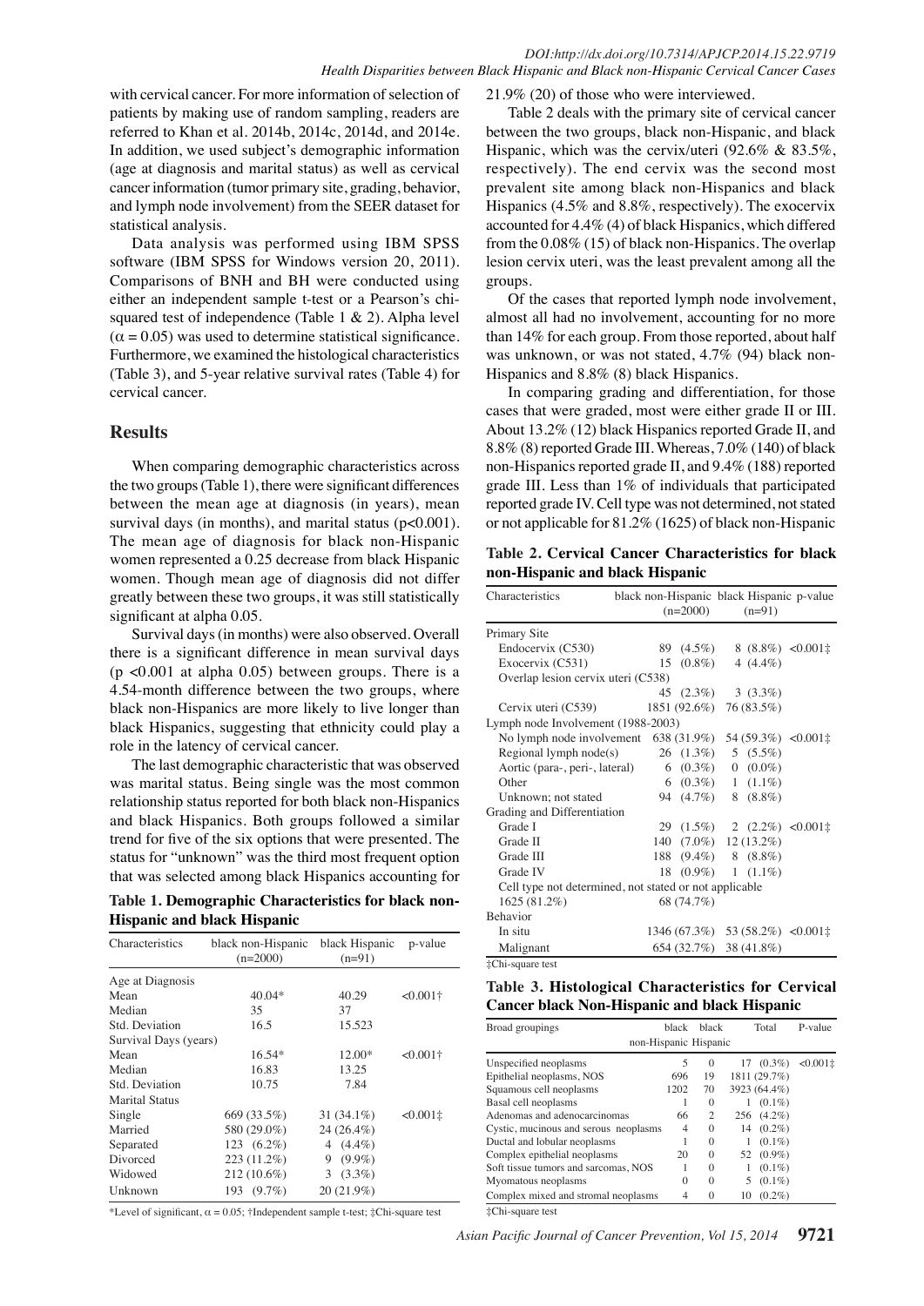with cervical cancer. For more information of selection of patients by making use of random sampling, readers are referred to Khan et al. 2014b, 2014c, 2014d, and 2014e. In addition, we used subject's demographic information (age at diagnosis and marital status) as well as cervical cancer information (tumor primary site, grading, behavior, and lymph node involvement) from the SEER dataset for statistical analysis.

Data analysis was performed using IBM SPSS software (IBM SPSS for Windows version 20, 2011). Comparisons of BNH and BH were conducted using either an independent sample t-test or a Pearson's chi-squared test of independence (Table 1 & 2). Alpha level ($\alpha = 0.05$) was used to determine statistical significance. Furthermore, we examined the histological characteristics (Table 3), and 5-year relative survival rates (Table 4) for cervical cancer.

## Results

When comparing demographic characteristics across the two groups (Table 1), there were significant differences between the mean age at diagnosis (in years), mean survival days (in months), and marital status ($p<0.001$). The mean age of diagnosis for black non-Hispanic women represented a 0.25 decrease from black Hispanic women. Though mean age of diagnosis did not differ greatly between these two groups, it was still statistically significant at alpha 0.05.

Survival days (in months) were also observed. Overall there is a significant difference in mean survival days ($p <0.001$ at alpha 0.05) between groups. There is a 4.54-month difference between the two groups, where black non-Hispanics are more likely to live longer than black Hispanics, suggesting that ethnicity could play a role in the latency of cervical cancer.

The last demographic characteristic that was observed was marital status. Being single was the most common relationship status reported for both black non-Hispanics and black Hispanics. Both groups followed a similar trend for five of the six options that were presented. The status for "unknown" was the third most frequent option that was selected among black Hispanics accounting for 21.9% (20) of those who were interviewed.

**Table 1. Demographic Characteristics for black non-Hispanic and black Hispanic**

| Characteristics | black non-Hispanic (n=2000) | black Hispanic (n=91) | p-value |
|---|---|---|---|
| Age at Diagnosis | | | |
| Mean | 40.04* | 40.29 | <0.001† |
| Median | 35 | 37 | |
| Std. Deviation | 16.5 | 15.523 | |
| Survival Days (years) | | | |
| Mean | 16.54* | 12.00* | <0.001† |
| Median | 16.83 | 13.25 | |
| Std. Deviation | 10.75 | 7.84 | |
| Marital Status | | | |
| Single | 669 (33.5%) | 31 (34.1%) | <0.001‡ |
| Married | 580 (29.0%) | 24 (26.4%) | |
| Separated | 123 (6.2%) | 4 (4.4%) | |
| Divorced | 223 (11.2%) | 9 (9.9%) | |
| Widowed | 212 (10.6%) | 3 (3.3%) | |
| Unknown | 193 (9.7%) | 20 (21.9%) | |

*Level of significant, $\alpha = 0.05$; †Independent sample t-test; ‡Chi-square test

Table 2 deals with the primary site of cervical cancer between the two groups, black non-Hispanic, and black Hispanic, which was the cervix/uteri (92.6% & 83.5%, respectively). The end cervix was the second most prevalent site among black non-Hispanics and black Hispanics (4.5% and 8.8%, respectively). The exocervix accounted for 4.4% (4) of black Hispanics, which differed from the 0.08% (15) of black non-Hispanics. The overlap lesion cervix uteri, was the least prevalent among all the groups.

Of the cases that reported lymph node involvement, almost all had no involvement, accounting for no more than 14% for each group. From those reported, about half was unknown, or was not stated, 4.7% (94) black non-Hispanics and 8.8% (8) black Hispanics.

In comparing grading and differentiation, for those cases that were graded, most were either grade II or III. About 13.2% (12) black Hispanics reported Grade II, and 8.8% (8) reported Grade III. Whereas, 7.0% (140) of black non-Hispanics reported grade II, and 9.4% (188) reported grade III. Less than 1% of individuals that participated reported grade IV. Cell type was not determined, not stated or not applicable for 81.2% (1625) of black non-Hispanic

**Table 2. Cervical Cancer Characteristics for black non-Hispanic and black Hispanic**

| Characteristics | black non-Hispanic (n=2000) | black Hispanic (n=91) | p-value |
|---|---|---|---|
| Primary Site | | | |
| Endocervix (C530) | 89 (4.5%) | 8 (8.8%) | <0.001‡ |
| Exocervix (C531) | 15 (0.8%) | 4 (4.4%) | |
| Overlap lesion cervix uteri (C538) | 45 (2.3%) | 3 (3.3%) | |
| Cervix uteri (C539) | 1851 (92.6%) | 76 (83.5%) | |
| Lymph node Involvement (1988-2003) | | | |
| No lymph node involvement | 638 (31.9%) | 54 (59.3%) | <0.001‡ |
| Regional lymph node(s) | 26 (1.3%) | 5 (5.5%) | |
| Aortic (para-, peri-, lateral) | 6 (0.3%) | 0 (0.0%) | |
| Other | 6 (0.3%) | 1 (1.1%) | |
| Unknown; not stated | 94 (4.7%) | 8 (8.8%) | |
| Grading and Differentiation | | | |
| Grade I | 29 (1.5%) | 2 (2.2%) | <0.001‡ |
| Grade II | 140 (7.0%) | 12 (13.2%) | |
| Grade III | 188 (9.4%) | 8 (8.8%) | |
| Grade IV | 18 (0.9%) | 1 (1.1%) | |
| Cell type not determined, not stated or not applicable | 1625 (81.2%) | 68 (74.7%) | |
| Behavior | | | |
| In situ | 1346 (67.3%) | 53 (58.2%) | <0.001‡ |
| Malignant | 654 (32.7%) | 38 (41.8%) | |

‡Chi-square test

**Table 3. Histological Characteristics for Cervical Cancer black Non-Hispanic and black Hispanic**

| Broad groupings | black non-Hispanic | black Hispanic | Total | P-value |
|---|---|---|---|---|
| Unspecified neoplasms | 5 | 0 | 17 (0.3%) | <0.001‡ |
| Epithelial neoplasms, NOS | 696 | 19 | 1811 (29.7%) | |
| Squamous cell neoplasms | 1202 | 70 | 3923 (64.4%) | |
| Basal cell neoplasms | 1 | 0 | 1 (0.1%) | |
| Adenomas and adenocarcinomas | 66 | 2 | 256 (4.2%) | |
| Cystic, mucinous and serous neoplasms | 4 | 0 | 14 (0.2%) | |
| Ductal and lobular neoplasms | 1 | 0 | 1 (0.1%) | |
| Complex epithelial neoplasms | 20 | 0 | 52 (0.9%) | |
| Soft tissue tumors and sarcomas, NOS | 1 | 0 | 1 (0.1%) | |
| Myomatous neoplasms | 0 | 0 | 5 (0.1%) | |
| Complex mixed and stromal neoplasms | 4 | 0 | 10 (0.2%) | |

‡Chi-square test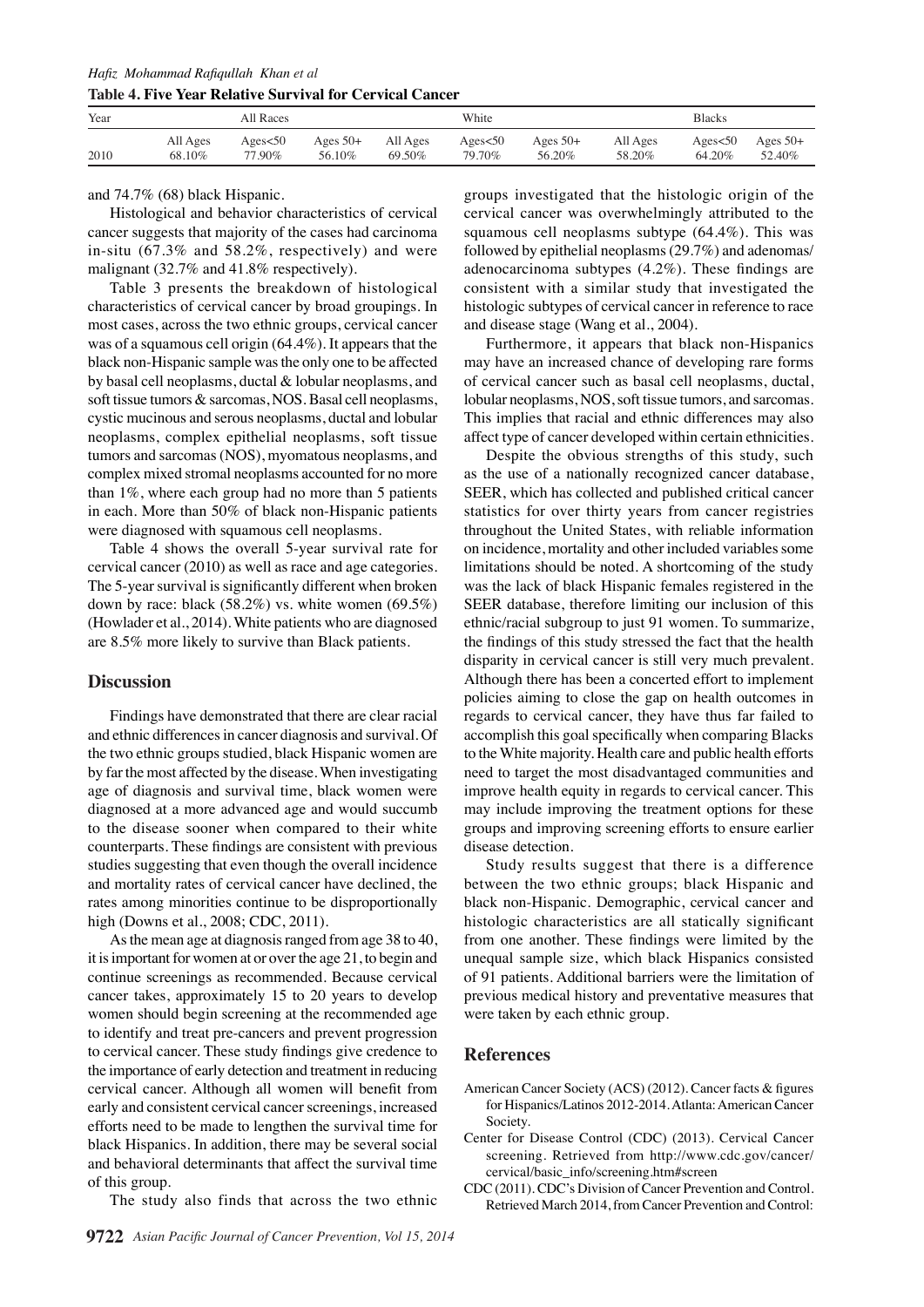**Table 4. Five Year Relative Survival for Cervical Cancer**

| Year | All Races | | | White | | | Blacks | | |
|---|---|---|---|---|---|---|---|---|---|
| | All Ages | Ages<50 | Ages 50+ | All Ages | Ages<50 | Ages 50+ | All Ages | Ages<50 | Ages 50+ |
| 2010 | 68.10% | 77.90% | 56.10% | 69.50% | 79.70% | 56.20% | 58.20% | 64.20% | 52.40% |

and 74.7% (68) black Hispanic.

Histological and behavior characteristics of cervical cancer suggests that majority of the cases had carcinoma in-situ (67.3% and 58.2%, respectively) and were malignant (32.7% and 41.8% respectively).

Table 3 presents the breakdown of histological characteristics of cervical cancer by broad groupings. In most cases, across the two ethnic groups, cervical cancer was of a squamous cell origin (64.4%). It appears that the black non-Hispanic sample was the only one to be affected by basal cell neoplasms, ductal & lobular neoplasms, and soft tissue tumors & sarcomas, NOS. Basal cell neoplasms, cystic mucinous and serous neoplasms, ductal and lobular neoplasms, complex epithelial neoplasms, soft tissue tumors and sarcomas (NOS), myomatous neoplasms, and complex mixed stromal neoplasms accounted for no more than 1%, where each group had no more than 5 patients in each. More than 50% of black non-Hispanic patients were diagnosed with squamous cell neoplasms.

Table 4 shows the overall 5-year survival rate for cervical cancer (2010) as well as race and age categories. The 5-year survival is significantly different when broken down by race: black (58.2%) vs. white women (69.5%) (Howlader et al., 2014). White patients who are diagnosed are 8.5% more likely to survive than Black patients.

## Discussion

Findings have demonstrated that there are clear racial and ethnic differences in cancer diagnosis and survival. Of the two ethnic groups studied, black Hispanic women are by far the most affected by the disease. When investigating age of diagnosis and survival time, black women were diagnosed at a more advanced age and would succumb to the disease sooner when compared to their white counterparts. These findings are consistent with previous studies suggesting that even though the overall incidence and mortality rates of cervical cancer have declined, the rates among minorities continue to be disproportionally high (Downs et al., 2008; CDC, 2011).

As the mean age at diagnosis ranged from age 38 to 40, it is important for women at or over the age 21, to begin and continue screenings as recommended. Because cervical cancer takes, approximately 15 to 20 years to develop women should begin screening at the recommended age to identify and treat pre-cancers and prevent progression to cervical cancer. These study findings give credence to the importance of early detection and treatment in reducing cervical cancer. Although all women will benefit from early and consistent cervical cancer screenings, increased efforts need to be made to lengthen the survival time for black Hispanics. In addition, there may be several social and behavioral determinants that affect the survival time of this group.

The study also finds that across the two ethnic groups investigated that the histologic origin of the cervical cancer was overwhelmingly attributed to the squamous cell neoplasms subtype (64.4%). This was followed by epithelial neoplasms (29.7%) and adenomas/adenocarcinoma subtypes (4.2%). These findings are consistent with a similar study that investigated the histologic subtypes of cervical cancer in reference to race and disease stage (Wang et al., 2004).

Furthermore, it appears that black non-Hispanics may have an increased chance of developing rare forms of cervical cancer such as basal cell neoplasms, ductal, lobular neoplasms, NOS, soft tissue tumors, and sarcomas. This implies that racial and ethnic differences may also affect type of cancer developed within certain ethnicities.

Despite the obvious strengths of this study, such as the use of a nationally recognized cancer database, SEER, which has collected and published critical cancer statistics for over thirty years from cancer registries throughout the United States, with reliable information on incidence, mortality and other included variables some limitations should be noted. A shortcoming of the study was the lack of black Hispanic females registered in the SEER database, therefore limiting our inclusion of this ethnic/racial subgroup to just 91 women. To summarize, the findings of this study stressed the fact that the health disparity in cervical cancer is still very much prevalent. Although there has been a concerted effort to implement policies aiming to close the gap on health outcomes in regards to cervical cancer, they have thus far failed to accomplish this goal specifically when comparing Blacks to the White majority. Health care and public health efforts need to target the most disadvantaged communities and improve health equity in regards to cervical cancer. This may include improving the treatment options for these groups and improving screening efforts to ensure earlier disease detection.

Study results suggest that there is a difference between the two ethnic groups; black Hispanic and black non-Hispanic. Demographic, cervical cancer and histologic characteristics are all statically significant from one another. These findings were limited by the unequal sample size, which black Hispanics consisted of 91 patients. Additional barriers were the limitation of previous medical history and preventative measures that were taken by each ethnic group.

## References

American Cancer Society (ACS) (2012). Cancer facts & figures for Hispanics/Latinos 2012-2014. Atlanta: American Cancer Society.

Center for Disease Control (CDC) (2013). Cervical Cancer screening. Retrieved from http://www.cdc.gov/cancer/cervical/basic_info/screening.htm#screen

CDC (2011). CDC's Division of Cancer Prevention and Control. Retrieved March 2014, from Cancer Prevention and Control: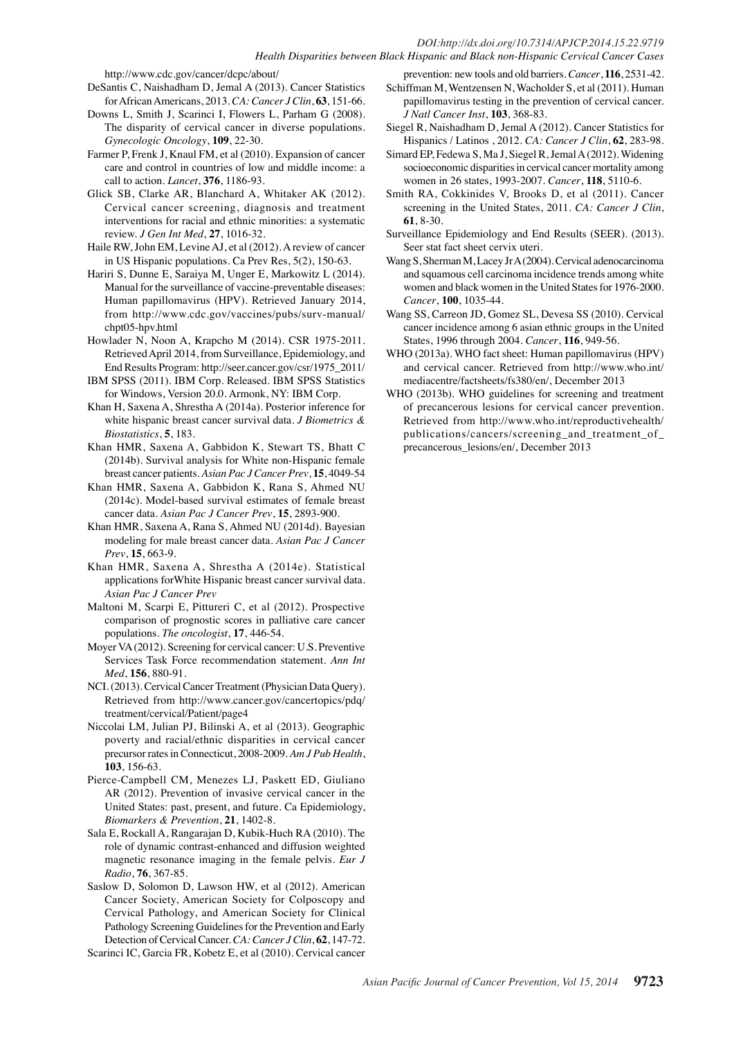http://www.cdc.gov/cancer/dcpc/about/

DeSantis C, Naishadham D, Jemal A (2013). Cancer Statistics for African Americans, 2013. *CA: Cancer J Clin*, **63**, 151-66.

Downs L, Smith J, Scarinci I, Flowers L, Parham G (2008). The disparity of cervical cancer in diverse populations. *Gynecologic Oncology*, **109**, 22-30.

Farmer P, Frenk J, Knaul FM, et al (2010). Expansion of cancer care and control in countries of low and middle income: a call to action. *Lancet*, **376**, 1186-93.

Glick SB, Clarke AR, Blanchard A, Whitaker AK (2012). Cervical cancer screening, diagnosis and treatment interventions for racial and ethnic minorities: a systematic review. *J Gen Int Med*, **27**, 1016-32.

Haile RW, John EM, Levine AJ, et al (2012). A review of cancer in US Hispanic populations. Ca Prev Res, 5(2), 150-63.

Hariri S, Dunne E, Saraiya M, Unger E, Markowitz L (2014). Manual for the surveillance of vaccine-preventable diseases: Human papillomavirus (HPV). Retrieved January 2014, from http://www.cdc.gov/vaccines/pubs/surv-manual/chpt05-hpv.html

Howlader N, Noon A, Krapcho M (2014). CSR 1975-2011. Retrieved April 2014, from Surveillance, Epidemiology, and End Results Program: http://seer.cancer.gov/csr/1975_2011/

IBM SPSS (2011). IBM Corp. Released. IBM SPSS Statistics for Windows, Version 20.0. Armonk, NY: IBM Corp.

Khan H, Saxena A, Shrestha A (2014a). Posterior inference for white hispanic breast cancer survival data. *J Biometrics & Biostatistics*, **5**, 183.

Khan HMR, Saxena A, Gabbidon K, Stewart TS, Bhatt C (2014b). Survival analysis for White non-Hispanic female breast cancer patients. *Asian Pac J Cancer Prev*, **15**, 4049-54

Khan HMR, Saxena A, Gabbidon K, Rana S, Ahmed NU (2014c). Model-based survival estimates of female breast cancer data. *Asian Pac J Cancer Prev*, **15**, 2893-900.

Khan HMR, Saxena A, Rana S, Ahmed NU (2014d). Bayesian modeling for male breast cancer data. *Asian Pac J Cancer Prev*, **15**, 663-9.

Khan HMR, Saxena A, Shrestha A (2014e). Statistical applications forWhite Hispanic breast cancer survival data. *Asian Pac J Cancer Prev*

Maltoni M, Scarpi E, Pittureri C, et al (2012). Prospective comparison of prognostic scores in palliative care cancer populations. *The oncologist*, **17**, 446-54.

Moyer VA (2012). Screening for cervical cancer: U.S. Preventive Services Task Force recommendation statement. *Ann Int Med*, **156**, 880-91.

NCI. (2013). Cervical Cancer Treatment (Physician Data Query). Retrieved from http://www.cancer.gov/cancertopics/pdq/treatment/cervical/Patient/page4

Niccolai LM, Julian PJ, Bilinski A, et al (2013). Geographic poverty and racial/ethnic disparities in cervical cancer precursor rates in Connecticut, 2008-2009. *Am J Pub Health*, **103**, 156-63.

Pierce-Campbell CM, Menezes LJ, Paskett ED, Giuliano AR (2012). Prevention of invasive cervical cancer in the United States: past, present, and future. Ca Epidemiology, *Biomarkers & Prevention*, **21**, 1402-8.

Sala E, Rockall A, Rangarajan D, Kubik-Huch RA (2010). The role of dynamic contrast-enhanced and diffusion weighted magnetic resonance imaging in the female pelvis. *Eur J Radio*, **76**, 367-85.

Saslow D, Solomon D, Lawson HW, et al (2012). American Cancer Society, American Society for Colposcopy and Cervical Pathology, and American Society for Clinical Pathology Screening Guidelines for the Prevention and Early Detection of Cervical Cancer. *CA: Cancer J Clin*, **62**, 147-72.

Scarinci IC, Garcia FR, Kobetz E, et al (2010). Cervical cancer prevention: new tools and old barriers. *Cancer*, **116**, 2531-42.

Schiffman M, Wentzensen N, Wacholder S, et al (2011). Human papillomavirus testing in the prevention of cervical cancer. *J Natl Cancer Inst*, **103**, 368-83.

Siegel R, Naishadham D, Jemal A (2012). Cancer Statistics for Hispanics / Latinos , 2012. *CA: Cancer J Clin*, **62**, 283-98.

Simard EP, Fedewa S, Ma J, Siegel R, Jemal A (2012). Widening socioeconomic disparities in cervical cancer mortality among women in 26 states, 1993-2007. *Cancer*, **118**, 5110-6.

Smith RA, Cokkinides V, Brooks D, et al (2011). Cancer screening in the United States, 2011. *CA: Cancer J Clin*, **61**, 8-30.

Surveillance Epidemiology and End Results (SEER). (2013). Seer stat fact sheet cervix uteri.

Wang S, Sherman M, Lacey Jr A (2004). Cervical adenocarcinoma and squamous cell carcinoma incidence trends among white women and black women in the United States for 1976-2000. *Cancer*, **100**, 1035-44.

Wang SS, Carreon JD, Gomez SL, Devesa SS (2010). Cervical cancer incidence among 6 asian ethnic groups in the United States, 1996 through 2004. *Cancer*, **116**, 949-56.

WHO (2013a). WHO fact sheet: Human papillomavirus (HPV) and cervical cancer. Retrieved from http://www.who.int/mediacentre/factsheets/fs380/en/, December 2013

WHO (2013b). WHO guidelines for screening and treatment of precancerous lesions for cervical cancer prevention. Retrieved from http://www.who.int/reproductivehealth/publications/cancers/screening_and_treatment_of_precancerous_lesions/en/, December 2013